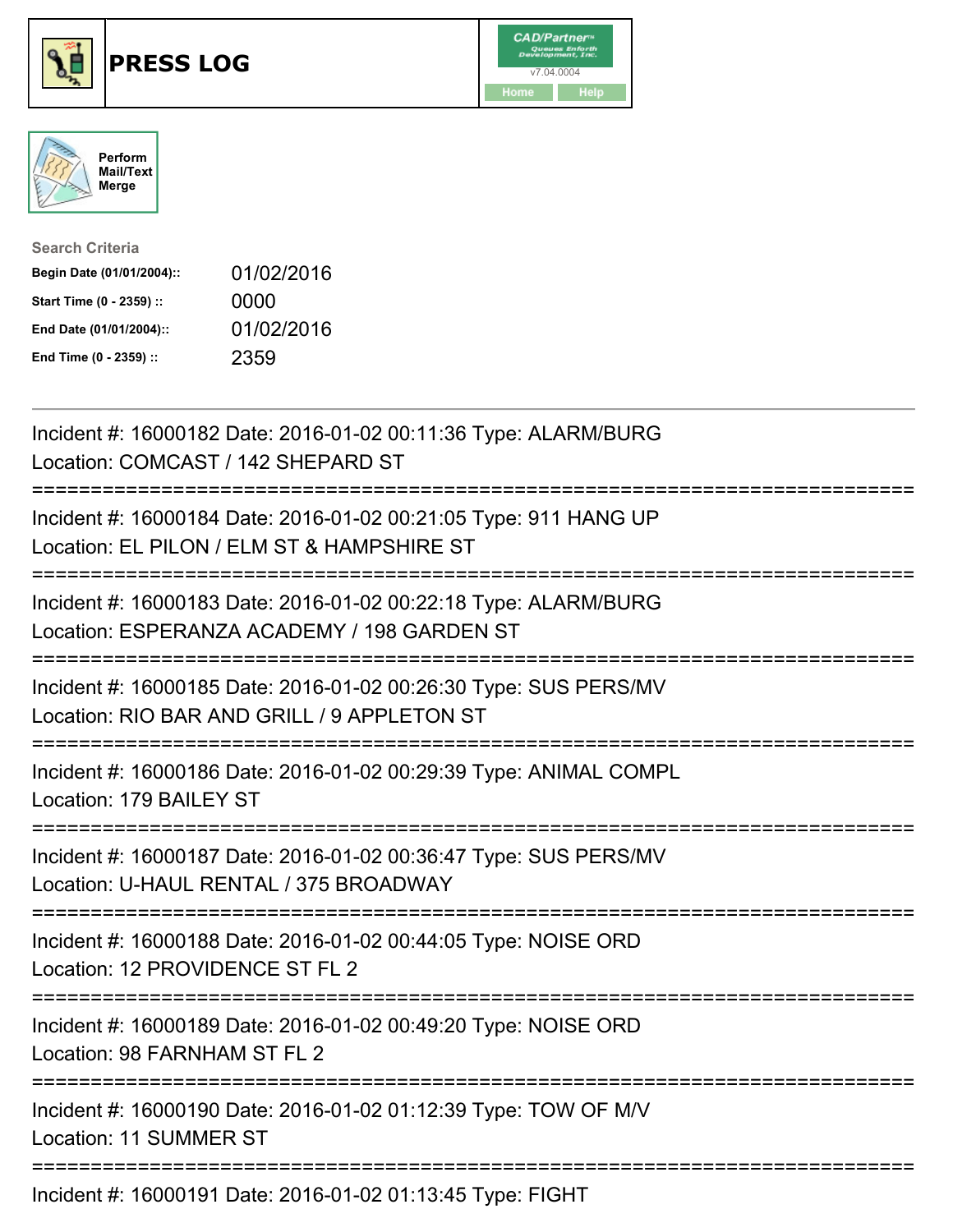# PRESS LOG

Perform Mail/Text Merge

**Search Criteria**

| | |
|---|---|
| **Begin Date (01/01/2004)::** | 01/02/2016 |
| **Start Time (0 - 2359) ::** | 0000 |
| **End Date (01/01/2004)::** | 01/02/2016 |
| **End Time (0 - 2359) ::** | 2359 |

---

Incident #: 16000182 Date: 2016-01-02 00:11:36 Type: ALARM/BURG
Location: COMCAST / 142 SHEPARD ST
===========================================================================
Incident #: 16000184 Date: 2016-01-02 00:21:05 Type: 911 HANG UP
Location: EL PILON / ELM ST & HAMPSHIRE ST
===========================================================================
Incident #: 16000183 Date: 2016-01-02 00:22:18 Type: ALARM/BURG
Location: ESPERANZA ACADEMY / 198 GARDEN ST
===========================================================================
Incident #: 16000185 Date: 2016-01-02 00:26:30 Type: SUS PERS/MV
Location: RIO BAR AND GRILL / 9 APPLETON ST
===========================================================================
Incident #: 16000186 Date: 2016-01-02 00:29:39 Type: ANIMAL COMPL
Location: 179 BAILEY ST
===========================================================================
Incident #: 16000187 Date: 2016-01-02 00:36:47 Type: SUS PERS/MV
Location: U-HAUL RENTAL / 375 BROADWAY
===========================================================================
Incident #: 16000188 Date: 2016-01-02 00:44:05 Type: NOISE ORD
Location: 12 PROVIDENCE ST FL 2
===========================================================================
Incident #: 16000189 Date: 2016-01-02 00:49:20 Type: NOISE ORD
Location: 98 FARNHAM ST FL 2
===========================================================================
Incident #: 16000190 Date: 2016-01-02 01:12:39 Type: TOW OF M/V
Location: 11 SUMMER ST
===========================================================================
Incident #: 16000191 Date: 2016-01-02 01:13:45 Type: FIGHT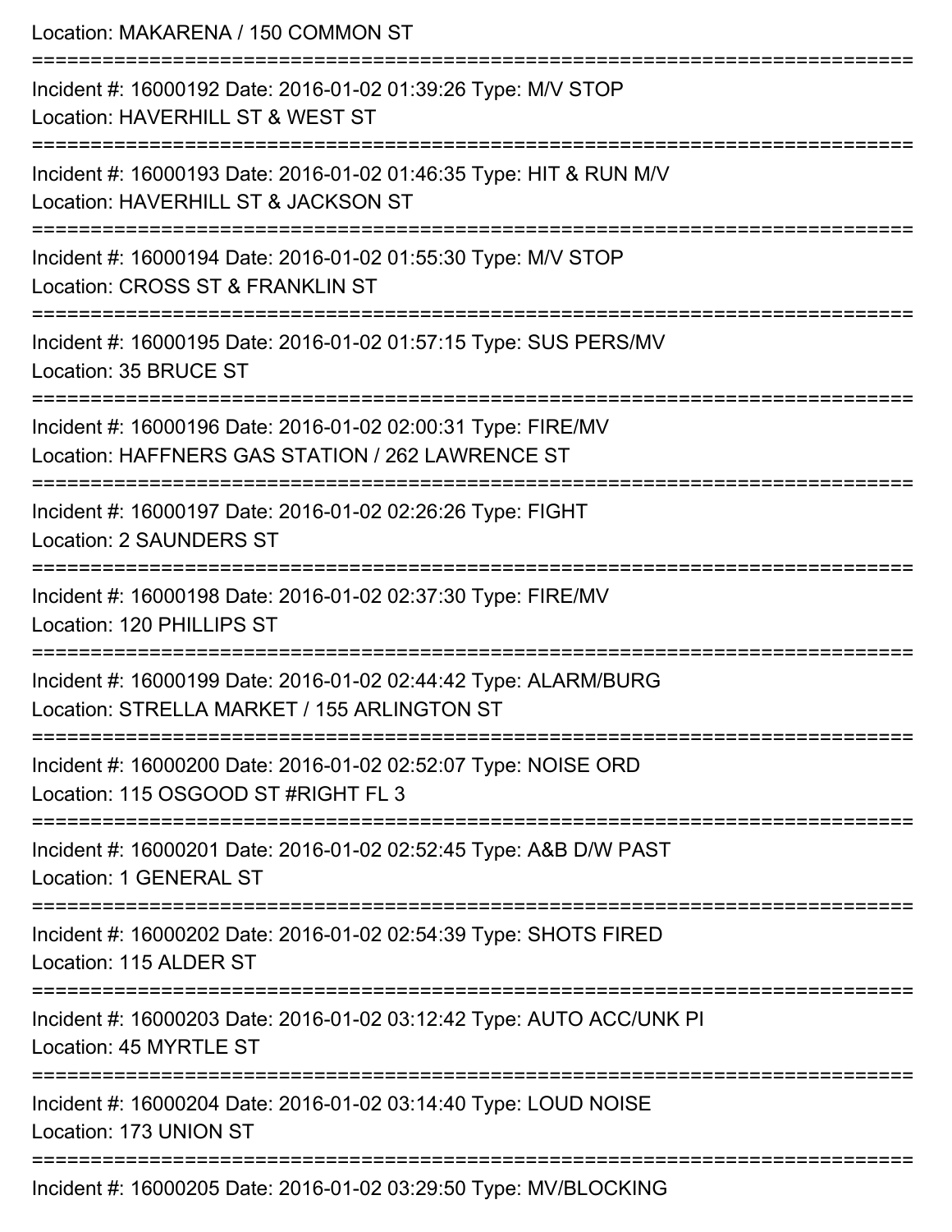Location: MAKARENA / 150 COMMON ST

===========================================================================

Incident #: 16000192 Date: 2016-01-02 01:39:26 Type: M/V STOP
Location: HAVERHILL ST & WEST ST

===========================================================================

Incident #: 16000193 Date: 2016-01-02 01:46:35 Type: HIT & RUN M/V
Location: HAVERHILL ST & JACKSON ST

===========================================================================

Incident #: 16000194 Date: 2016-01-02 01:55:30 Type: M/V STOP
Location: CROSS ST & FRANKLIN ST

===========================================================================

Incident #: 16000195 Date: 2016-01-02 01:57:15 Type: SUS PERS/MV
Location: 35 BRUCE ST

===========================================================================

Incident #: 16000196 Date: 2016-01-02 02:00:31 Type: FIRE/MV
Location: HAFFNERS GAS STATION / 262 LAWRENCE ST

===========================================================================

Incident #: 16000197 Date: 2016-01-02 02:26:26 Type: FIGHT
Location: 2 SAUNDERS ST

===========================================================================

Incident #: 16000198 Date: 2016-01-02 02:37:30 Type: FIRE/MV
Location: 120 PHILLIPS ST

===========================================================================

Incident #: 16000199 Date: 2016-01-02 02:44:42 Type: ALARM/BURG
Location: STRELLA MARKET / 155 ARLINGTON ST

===========================================================================

Incident #: 16000200 Date: 2016-01-02 02:52:07 Type: NOISE ORD
Location: 115 OSGOOD ST #RIGHT FL 3

===========================================================================

Incident #: 16000201 Date: 2016-01-02 02:52:45 Type: A&B D/W PAST
Location: 1 GENERAL ST

===========================================================================

Incident #: 16000202 Date: 2016-01-02 02:54:39 Type: SHOTS FIRED
Location: 115 ALDER ST

===========================================================================

Incident #: 16000203 Date: 2016-01-02 03:12:42 Type: AUTO ACC/UNK PI
Location: 45 MYRTLE ST

===========================================================================

Incident #: 16000204 Date: 2016-01-02 03:14:40 Type: LOUD NOISE
Location: 173 UNION ST

===========================================================================

Incident #: 16000205 Date: 2016-01-02 03:29:50 Type: MV/BLOCKING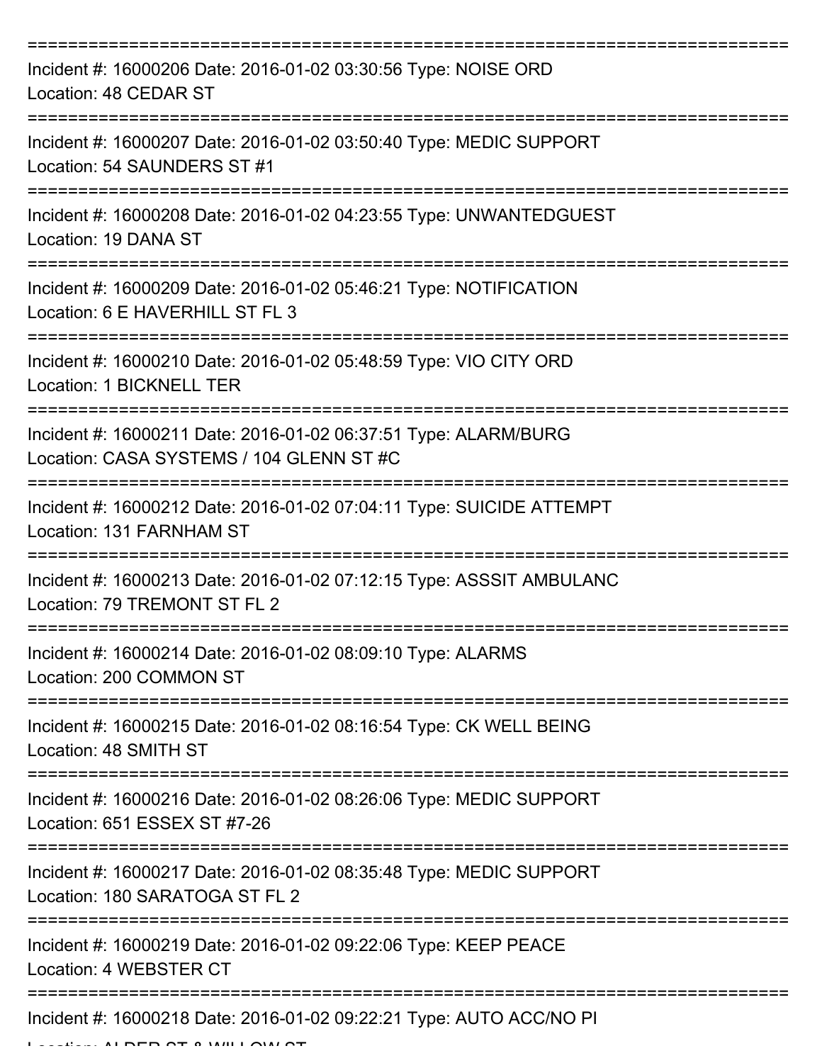===========================================================================

Incident #: 16000206 Date: 2016-01-02 03:30:56 Type: NOISE ORD
Location: 48 CEDAR ST

===========================================================================

Incident #: 16000207 Date: 2016-01-02 03:50:40 Type: MEDIC SUPPORT
Location: 54 SAUNDERS ST #1

===========================================================================

Incident #: 16000208 Date: 2016-01-02 04:23:55 Type: UNWANTEDGUEST
Location: 19 DANA ST

===========================================================================

Incident #: 16000209 Date: 2016-01-02 05:46:21 Type: NOTIFICATION
Location: 6 E HAVERHILL ST FL 3

===========================================================================

Incident #: 16000210 Date: 2016-01-02 05:48:59 Type: VIO CITY ORD
Location: 1 BICKNELL TER

===========================================================================

Incident #: 16000211 Date: 2016-01-02 06:37:51 Type: ALARM/BURG
Location: CASA SYSTEMS / 104 GLENN ST #C

===========================================================================

Incident #: 16000212 Date: 2016-01-02 07:04:11 Type: SUICIDE ATTEMPT
Location: 131 FARNHAM ST

===========================================================================

Incident #: 16000213 Date: 2016-01-02 07:12:15 Type: ASSSIT AMBULANC
Location: 79 TREMONT ST FL 2

===========================================================================

Incident #: 16000214 Date: 2016-01-02 08:09:10 Type: ALARMS
Location: 200 COMMON ST

===========================================================================

Incident #: 16000215 Date: 2016-01-02 08:16:54 Type: CK WELL BEING
Location: 48 SMITH ST

===========================================================================

Incident #: 16000216 Date: 2016-01-02 08:26:06 Type: MEDIC SUPPORT
Location: 651 ESSEX ST #7-26

===========================================================================

Incident #: 16000217 Date: 2016-01-02 08:35:48 Type: MEDIC SUPPORT
Location: 180 SARATOGA ST FL 2

===========================================================================

Incident #: 16000219 Date: 2016-01-02 09:22:06 Type: KEEP PEACE
Location: 4 WEBSTER CT

===========================================================================

Incident #: 16000218 Date: 2016-01-02 09:22:21 Type: AUTO ACC/NO PI
Location: ALDER ST & WILLOW ST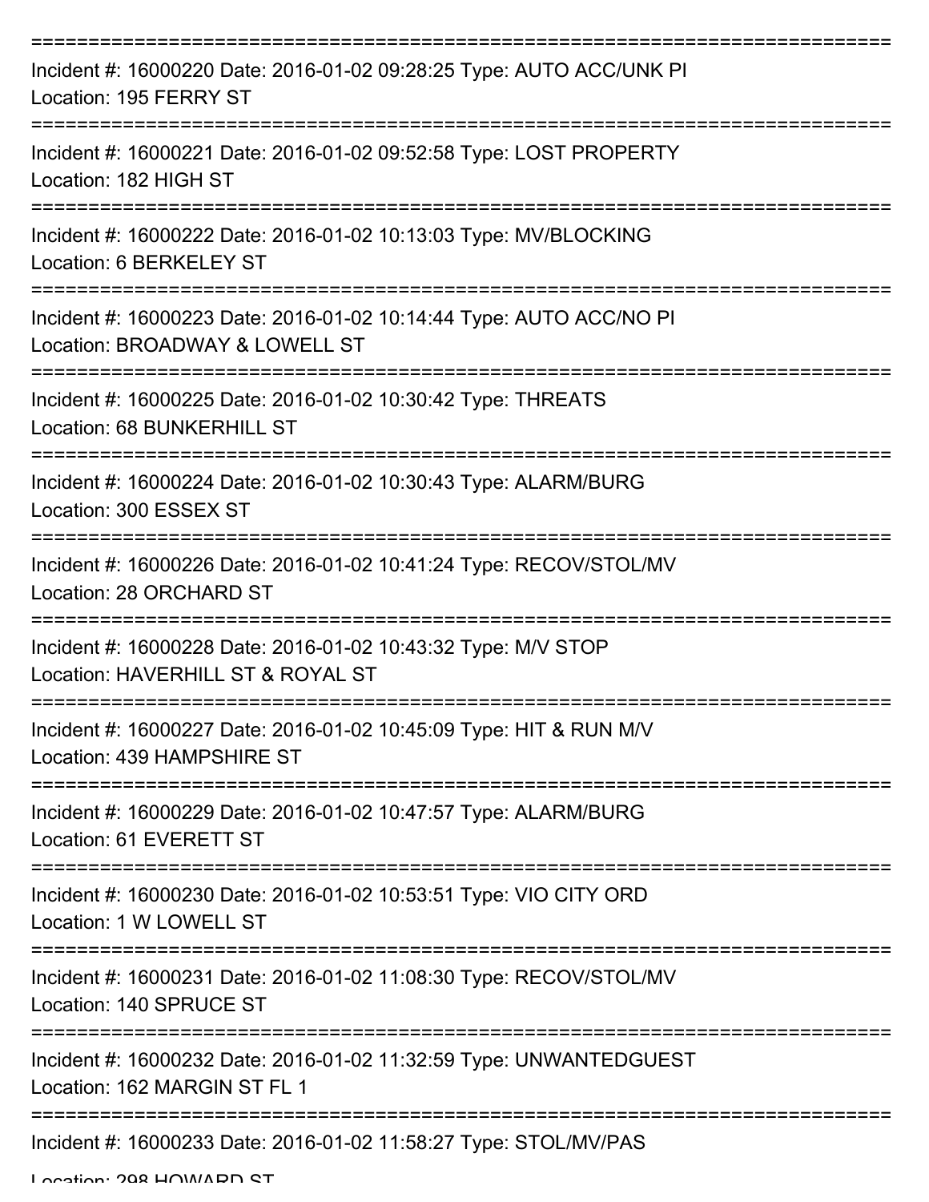===========================================================================

Incident #: 16000220 Date: 2016-01-02 09:28:25 Type: AUTO ACC/UNK PI
Location: 195 FERRY ST

===========================================================================

Incident #: 16000221 Date: 2016-01-02 09:52:58 Type: LOST PROPERTY
Location: 182 HIGH ST

===========================================================================

Incident #: 16000222 Date: 2016-01-02 10:13:03 Type: MV/BLOCKING
Location: 6 BERKELEY ST

===========================================================================

Incident #: 16000223 Date: 2016-01-02 10:14:44 Type: AUTO ACC/NO PI
Location: BROADWAY & LOWELL ST

===========================================================================

Incident #: 16000225 Date: 2016-01-02 10:30:42 Type: THREATS
Location: 68 BUNKERHILL ST

===========================================================================

Incident #: 16000224 Date: 2016-01-02 10:30:43 Type: ALARM/BURG
Location: 300 ESSEX ST

===========================================================================

Incident #: 16000226 Date: 2016-01-02 10:41:24 Type: RECOV/STOL/MV
Location: 28 ORCHARD ST

===========================================================================

Incident #: 16000228 Date: 2016-01-02 10:43:32 Type: M/V STOP
Location: HAVERHILL ST & ROYAL ST

===========================================================================

Incident #: 16000227 Date: 2016-01-02 10:45:09 Type: HIT & RUN M/V
Location: 439 HAMPSHIRE ST

===========================================================================

Incident #: 16000229 Date: 2016-01-02 10:47:57 Type: ALARM/BURG
Location: 61 EVERETT ST

===========================================================================

Incident #: 16000230 Date: 2016-01-02 10:53:51 Type: VIO CITY ORD
Location: 1 W LOWELL ST

===========================================================================

Incident #: 16000231 Date: 2016-01-02 11:08:30 Type: RECOV/STOL/MV
Location: 140 SPRUCE ST

===========================================================================

Incident #: 16000232 Date: 2016-01-02 11:32:59 Type: UNWANTEDGUEST
Location: 162 MARGIN ST FL 1

===========================================================================

Incident #: 16000233 Date: 2016-01-02 11:58:27 Type: STOL/MV/PAS
Location: 298 HOWARD ST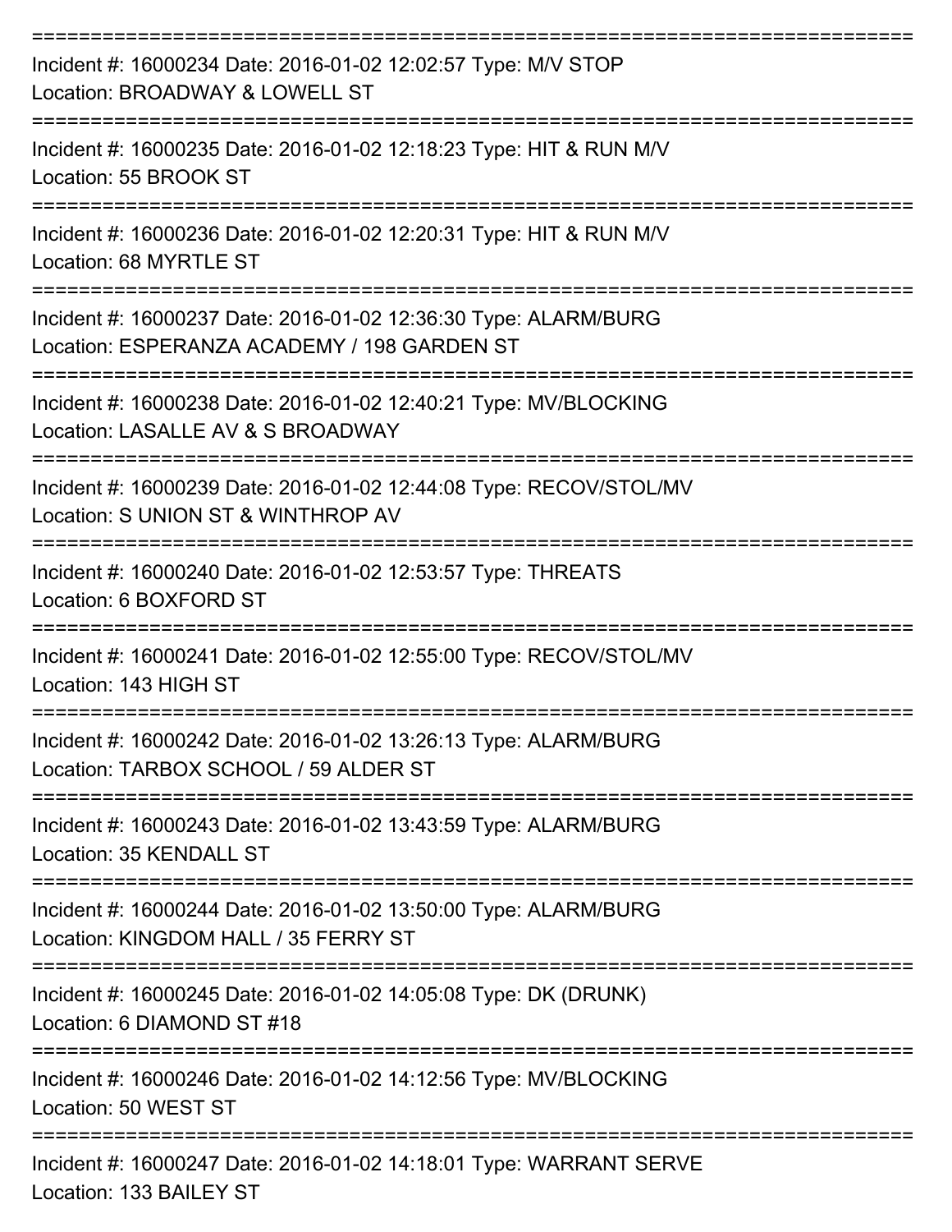===========================================================================

Incident #: 16000234 Date: 2016-01-02 12:02:57 Type: M/V STOP
Location: BROADWAY & LOWELL ST

===========================================================================

Incident #: 16000235 Date: 2016-01-02 12:18:23 Type: HIT & RUN M/V
Location: 55 BROOK ST

===========================================================================

Incident #: 16000236 Date: 2016-01-02 12:20:31 Type: HIT & RUN M/V
Location: 68 MYRTLE ST

===========================================================================

Incident #: 16000237 Date: 2016-01-02 12:36:30 Type: ALARM/BURG
Location: ESPERANZA ACADEMY / 198 GARDEN ST

===========================================================================

Incident #: 16000238 Date: 2016-01-02 12:40:21 Type: MV/BLOCKING
Location: LASALLE AV & S BROADWAY

===========================================================================

Incident #: 16000239 Date: 2016-01-02 12:44:08 Type: RECOV/STOL/MV
Location: S UNION ST & WINTHROP AV

===========================================================================

Incident #: 16000240 Date: 2016-01-02 12:53:57 Type: THREATS
Location: 6 BOXFORD ST

===========================================================================

Incident #: 16000241 Date: 2016-01-02 12:55:00 Type: RECOV/STOL/MV
Location: 143 HIGH ST

===========================================================================

Incident #: 16000242 Date: 2016-01-02 13:26:13 Type: ALARM/BURG
Location: TARBOX SCHOOL / 59 ALDER ST

===========================================================================

Incident #: 16000243 Date: 2016-01-02 13:43:59 Type: ALARM/BURG
Location: 35 KENDALL ST

===========================================================================

Incident #: 16000244 Date: 2016-01-02 13:50:00 Type: ALARM/BURG
Location: KINGDOM HALL / 35 FERRY ST

===========================================================================

Incident #: 16000245 Date: 2016-01-02 14:05:08 Type: DK (DRUNK)
Location: 6 DIAMOND ST #18

===========================================================================

Incident #: 16000246 Date: 2016-01-02 14:12:56 Type: MV/BLOCKING
Location: 50 WEST ST

===========================================================================

Incident #: 16000247 Date: 2016-01-02 14:18:01 Type: WARRANT SERVE
Location: 133 BAILEY ST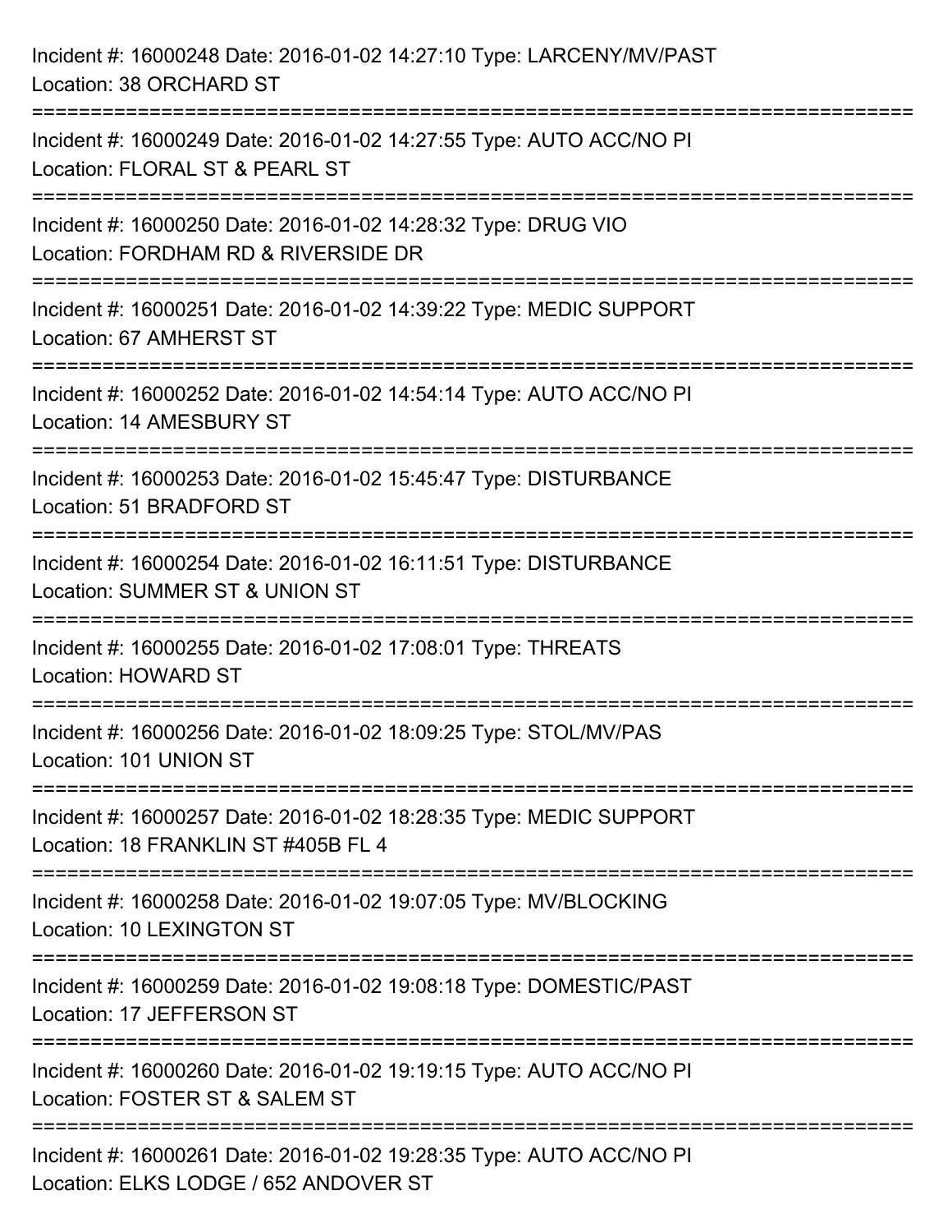Incident #: 16000248 Date: 2016-01-02 14:27:10 Type: LARCENY/MV/PAST
Location: 38 ORCHARD ST

===========================================================================

Incident #: 16000249 Date: 2016-01-02 14:27:55 Type: AUTO ACC/NO PI
Location: FLORAL ST & PEARL ST

===========================================================================

Incident #: 16000250 Date: 2016-01-02 14:28:32 Type: DRUG VIO
Location: FORDHAM RD & RIVERSIDE DR

===========================================================================

Incident #: 16000251 Date: 2016-01-02 14:39:22 Type: MEDIC SUPPORT
Location: 67 AMHERST ST

===========================================================================

Incident #: 16000252 Date: 2016-01-02 14:54:14 Type: AUTO ACC/NO PI
Location: 14 AMESBURY ST

===========================================================================

Incident #: 16000253 Date: 2016-01-02 15:45:47 Type: DISTURBANCE
Location: 51 BRADFORD ST

===========================================================================

Incident #: 16000254 Date: 2016-01-02 16:11:51 Type: DISTURBANCE
Location: SUMMER ST & UNION ST

===========================================================================

Incident #: 16000255 Date: 2016-01-02 17:08:01 Type: THREATS
Location: HOWARD ST

===========================================================================

Incident #: 16000256 Date: 2016-01-02 18:09:25 Type: STOL/MV/PAS
Location: 101 UNION ST

===========================================================================

Incident #: 16000257 Date: 2016-01-02 18:28:35 Type: MEDIC SUPPORT
Location: 18 FRANKLIN ST #405B FL 4

===========================================================================

Incident #: 16000258 Date: 2016-01-02 19:07:05 Type: MV/BLOCKING
Location: 10 LEXINGTON ST

===========================================================================

Incident #: 16000259 Date: 2016-01-02 19:08:18 Type: DOMESTIC/PAST
Location: 17 JEFFERSON ST

===========================================================================

Incident #: 16000260 Date: 2016-01-02 19:19:15 Type: AUTO ACC/NO PI
Location: FOSTER ST & SALEM ST

===========================================================================

Incident #: 16000261 Date: 2016-01-02 19:28:35 Type: AUTO ACC/NO PI
Location: ELKS LODGE / 652 ANDOVER ST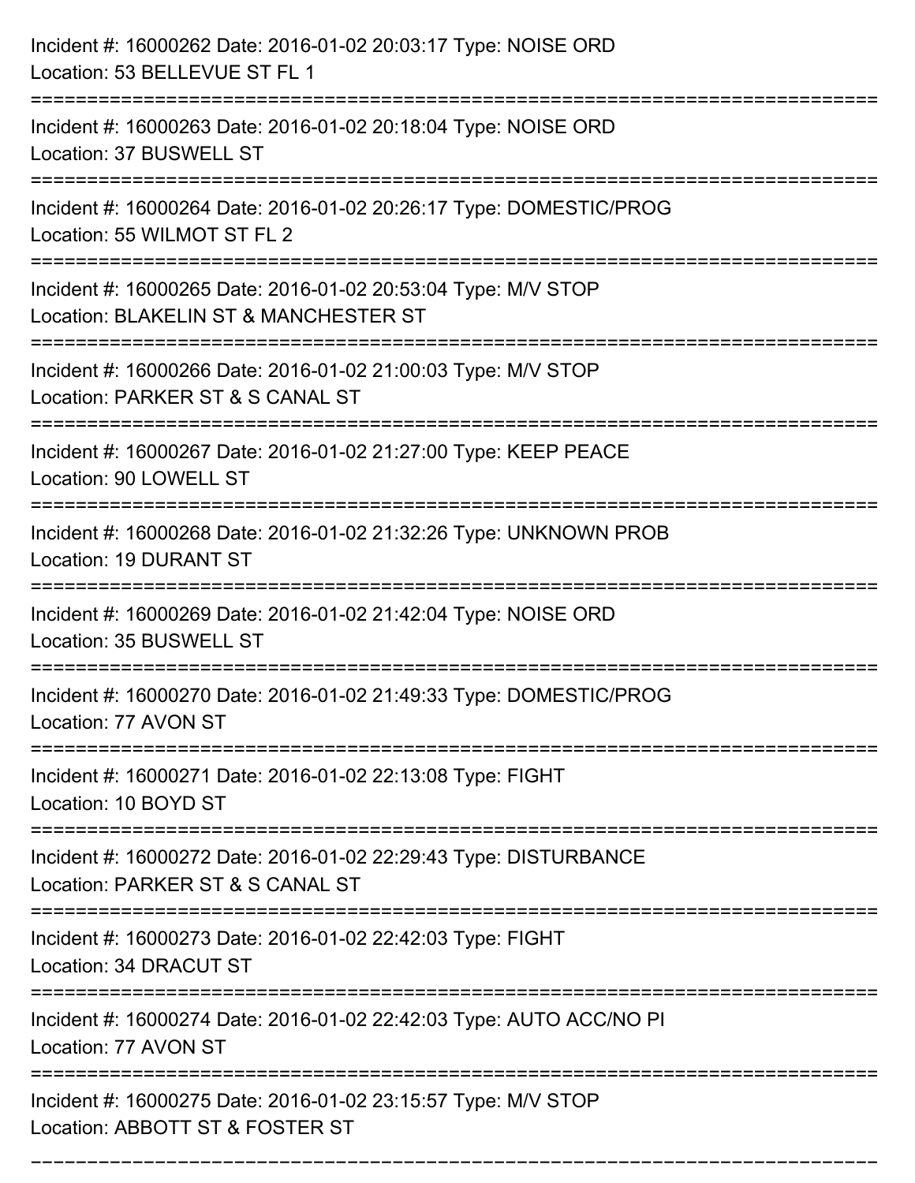Incident #: 16000262 Date: 2016-01-02 20:03:17 Type: NOISE ORD
Location: 53 BELLEVUE ST FL 1

===========================================================================

Incident #: 16000263 Date: 2016-01-02 20:18:04 Type: NOISE ORD
Location: 37 BUSWELL ST

===========================================================================

Incident #: 16000264 Date: 2016-01-02 20:26:17 Type: DOMESTIC/PROG
Location: 55 WILMOT ST FL 2

===========================================================================

Incident #: 16000265 Date: 2016-01-02 20:53:04 Type: M/V STOP
Location: BLAKELIN ST & MANCHESTER ST

===========================================================================

Incident #: 16000266 Date: 2016-01-02 21:00:03 Type: M/V STOP
Location: PARKER ST & S CANAL ST

===========================================================================

Incident #: 16000267 Date: 2016-01-02 21:27:00 Type: KEEP PEACE
Location: 90 LOWELL ST

===========================================================================

Incident #: 16000268 Date: 2016-01-02 21:32:26 Type: UNKNOWN PROB
Location: 19 DURANT ST

===========================================================================

Incident #: 16000269 Date: 2016-01-02 21:42:04 Type: NOISE ORD
Location: 35 BUSWELL ST

===========================================================================

Incident #: 16000270 Date: 2016-01-02 21:49:33 Type: DOMESTIC/PROG
Location: 77 AVON ST

===========================================================================

Incident #: 16000271 Date: 2016-01-02 22:13:08 Type: FIGHT
Location: 10 BOYD ST

===========================================================================

Incident #: 16000272 Date: 2016-01-02 22:29:43 Type: DISTURBANCE
Location: PARKER ST & S CANAL ST

===========================================================================

Incident #: 16000273 Date: 2016-01-02 22:42:03 Type: FIGHT
Location: 34 DRACUT ST

===========================================================================

Incident #: 16000274 Date: 2016-01-02 22:42:03 Type: AUTO ACC/NO PI
Location: 77 AVON ST

===========================================================================

Incident #: 16000275 Date: 2016-01-02 23:15:57 Type: M/V STOP
Location: ABBOTT ST & FOSTER ST

===========================================================================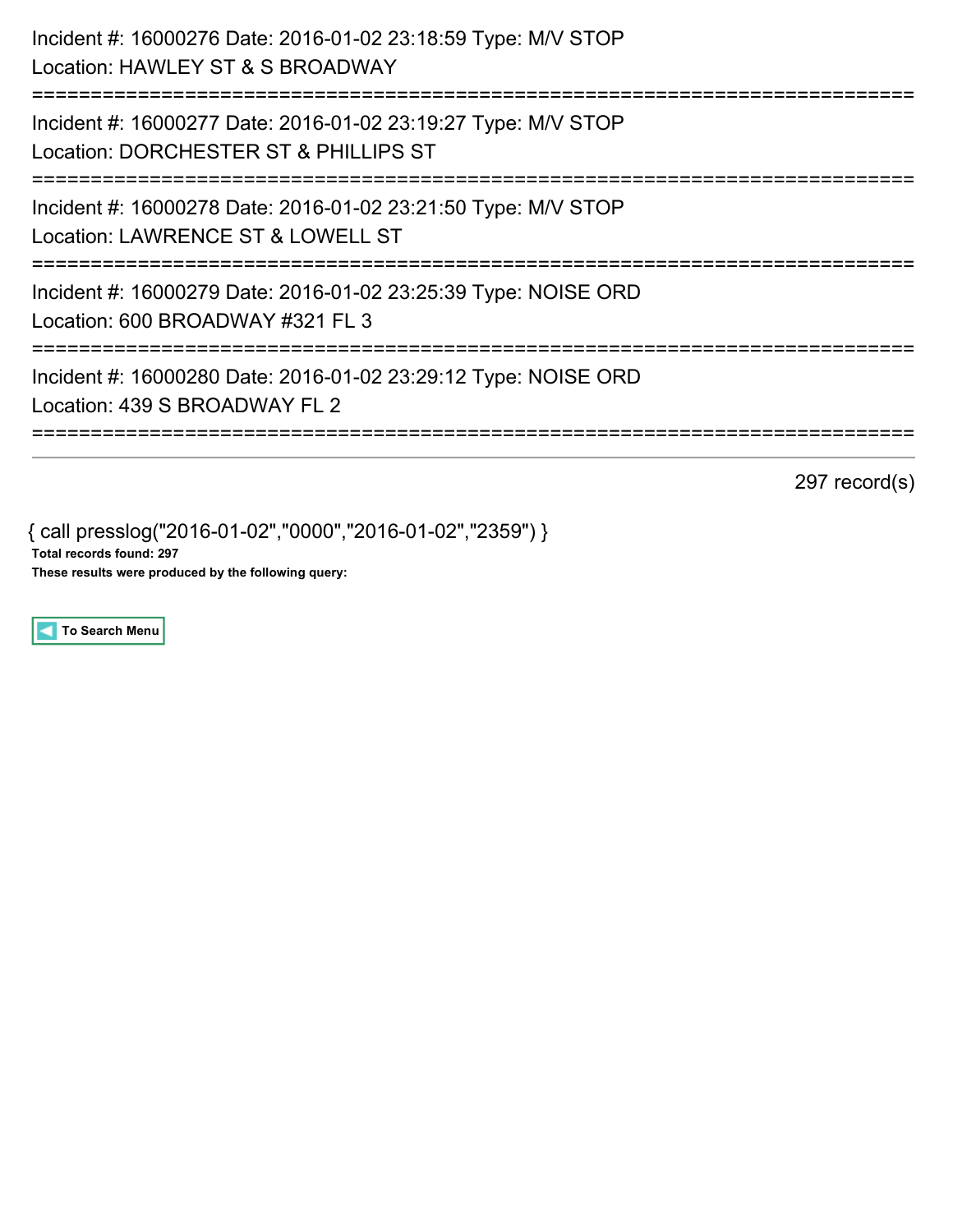Incident #: 16000276 Date: 2016-01-02 23:18:59 Type: M/V STOP
Location: HAWLEY ST & S BROADWAY

===========================================================================

Incident #: 16000277 Date: 2016-01-02 23:19:27 Type: M/V STOP
Location: DORCHESTER ST & PHILLIPS ST

===========================================================================

Incident #: 16000278 Date: 2016-01-02 23:21:50 Type: M/V STOP
Location: LAWRENCE ST & LOWELL ST

===========================================================================

Incident #: 16000279 Date: 2016-01-02 23:25:39 Type: NOISE ORD
Location: 600 BROADWAY #321 FL 3

===========================================================================

Incident #: 16000280 Date: 2016-01-02 23:29:12 Type: NOISE ORD
Location: 439 S BROADWAY FL 2

===========================================================================

297 record(s)

{ call presslog("2016-01-02","0000","2016-01-02","2359") }

**Total records found: 297**

**These results were produced by the following query:**

To Search Menu